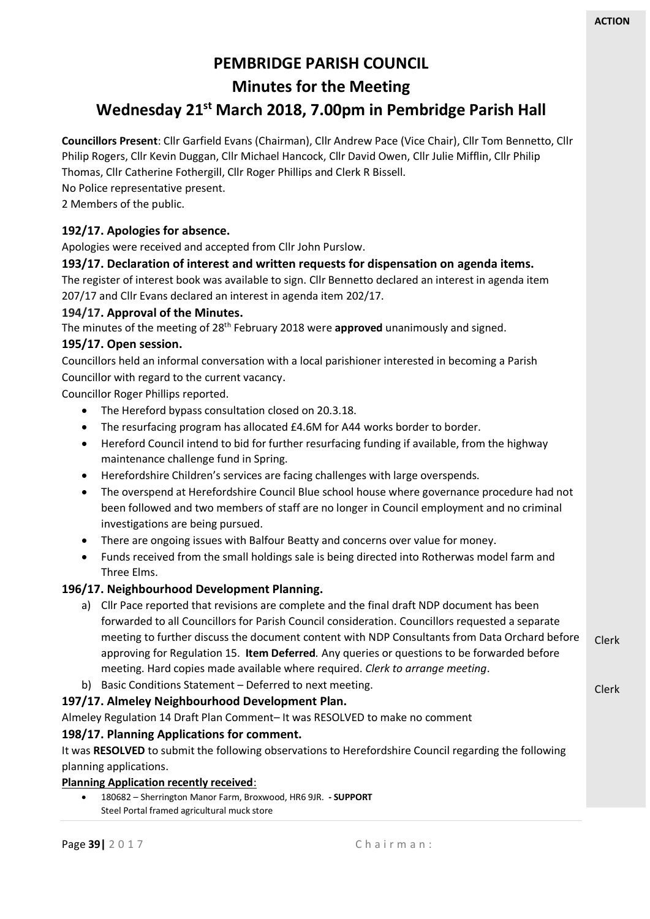**ACTION**

# PEMBRIDGE PARISH COUNCIL

## Minutes for the Meeting

## Wednesday 21st March 2018, 7.00pm in Pembridge Parish Hall

**Councillors Present**: Cllr Garfield Evans (Chairman), Cllr Andrew Pace (Vice Chair), Cllr Tom Bennetto, Cllr Philip Rogers, Cllr Kevin Duggan, Cllr Michael Hancock, Cllr David Owen, Cllr Julie Mifflin, Cllr Philip Thomas, Cllr Catherine Fothergill, Cllr Roger Phillips and Clerk R Bissell.
No Police representative present.
2 Members of the public.

### 192/17. Apologies for absence.

Apologies were received and accepted from Cllr John Purslow.

### 193/17. Declaration of interest and written requests for dispensation on agenda items.

The register of interest book was available to sign. Cllr Bennetto declared an interest in agenda item 207/17 and Cllr Evans declared an interest in agenda item 202/17.

### 194/17. Approval of the Minutes.

The minutes of the meeting of 28th February 2018 were **approved** unanimously and signed.

### 195/17. Open session.

Councillors held an informal conversation with a local parishioner interested in becoming a Parish Councillor with regard to the current vacancy.

Councillor Roger Phillips reported.

- The Hereford bypass consultation closed on 20.3.18.
- The resurfacing program has allocated £4.6M for A44 works border to border.
- Hereford Council intend to bid for further resurfacing funding if available, from the highway maintenance challenge fund in Spring.
- Herefordshire Children's services are facing challenges with large overspends.
- The overspend at Herefordshire Council Blue school house where governance procedure had not been followed and two members of staff are no longer in Council employment and no criminal investigations are being pursued.
- There are ongoing issues with Balfour Beatty and concerns over value for money.
- Funds received from the small holdings sale is being directed into Rotherwas model farm and Three Elms.

### 196/17. Neighbourhood Development Planning.

a) Cllr Pace reported that revisions are complete and the final draft NDP document has been forwarded to all Councillors for Parish Council consideration. Councillors requested a separate meeting to further discuss the document content with NDP Consultants from Data Orchard before approving for Regulation 15. **Item Deferred**. Any queries or questions to be forwarded before meeting. Hard copies made available where required. *Clerk to arrange meeting*. — Clerk

b) Basic Conditions Statement – Deferred to next meeting. — Clerk

### 197/17. Almeley Neighbourhood Development Plan.

Almeley Regulation 14 Draft Plan Comment– It was RESOLVED to make no comment

### 198/17. Planning Applications for comment.

It was **RESOLVED** to submit the following observations to Herefordshire Council regarding the following planning applications.

**Planning Application recently received**:

- 180682 – Sherrington Manor Farm, Broxwood, HR6 9JR. **- SUPPORT**
  Steel Portal framed agricultural muck store

Chairman: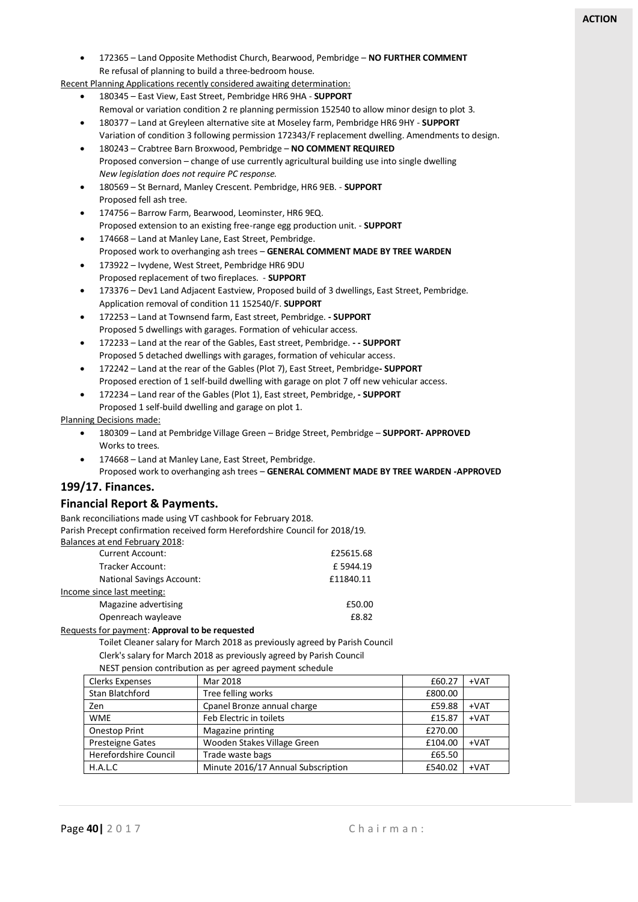**ACTION**

- 172365 – Land Opposite Methodist Church, Bearwood, Pembridge – **NO FURTHER COMMENT**
  Re refusal of planning to build a three-bedroom house.

Recent Planning Applications recently considered awaiting determination:

- 180345 – East View, East Street, Pembridge HR6 9HA - **SUPPORT**
  Removal or variation condition 2 re planning permission 152540 to allow minor design to plot 3.
- 180377 – Land at Greyleen alternative site at Moseley farm, Pembridge HR6 9HY - **SUPPORT**
  Variation of condition 3 following permission 172343/F replacement dwelling. Amendments to design.
- 180243 – Crabtree Barn Broxwood, Pembridge – **NO COMMENT REQUIRED**
  Proposed conversion – change of use currently agricultural building use into single dwelling
  *New legislation does not require PC response.*
- 180569 – St Bernard, Manley Crescent. Pembridge, HR6 9EB. - **SUPPORT**
  Proposed fell ash tree.
- 174756 – Barrow Farm, Bearwood, Leominster, HR6 9EQ.
  Proposed extension to an existing free-range egg production unit. - **SUPPORT**
- 174668 – Land at Manley Lane, East Street, Pembridge.
  Proposed work to overhanging ash trees – **GENERAL COMMENT MADE BY TREE WARDEN**
- 173922 – Ivydene, West Street, Pembridge HR6 9DU
  Proposed replacement of two fireplaces. - **SUPPORT**
- 173376 – Dev1 Land Adjacent Eastview, Proposed build of 3 dwellings, East Street, Pembridge.
  Application removal of condition 11 152540/F. **SUPPORT**
- 172253 – Land at Townsend farm, East street, Pembridge. **- SUPPORT**
  Proposed 5 dwellings with garages. Formation of vehicular access.
- 172233 – Land at the rear of the Gables, East street, Pembridge. **- - SUPPORT**
  Proposed 5 detached dwellings with garages, formation of vehicular access.
- 172242 – Land at the rear of the Gables (Plot 7), East Street, Pembridge**- SUPPORT**
  Proposed erection of 1 self-build dwelling with garage on plot 7 off new vehicular access.
- 172234 – Land rear of the Gables (Plot 1), East street, Pembridge, **- SUPPORT**
  Proposed 1 self-build dwelling and garage on plot 1.

Planning Decisions made:

- 180309 – Land at Pembridge Village Green – Bridge Street, Pembridge – **SUPPORT- APPROVED**
  Works to trees.
- 174668 – Land at Manley Lane, East Street, Pembridge.
  Proposed work to overhanging ash trees – **GENERAL COMMENT MADE BY TREE WARDEN -APPROVED**

## 199/17. Finances.

## Financial Report & Payments.

Bank reconciliations made using VT cashbook for February 2018.
Parish Precept confirmation received form Herefordshire Council for 2018/19.

Balances at end February 2018:

| | |
|---|---|
| Current Account: | £25615.68 |
| Tracker Account: | £ 5944.19 |
| National Savings Account: | £11840.11 |

Income since last meeting:

| | |
|---|---|
| Magazine advertising | £50.00 |
| Openreach wayleave | £8.82 |

Requests for payment: **Approval to be requested**

Toilet Cleaner salary for March 2018 as previously agreed by Parish Council
Clerk's salary for March 2018 as previously agreed by Parish Council
NEST pension contribution as per agreed payment schedule

| | | | |
|---|---|---|---|
| Clerks Expenses | Mar 2018 | £60.27 | +VAT |
| Stan Blatchford | Tree felling works | £800.00 | |
| Zen | Cpanel Bronze annual charge | £59.88 | +VAT |
| WME | Feb Electric in toilets | £15.87 | +VAT |
| Onestop Print | Magazine printing | £270.00 | |
| Presteigne Gates | Wooden Stakes Village Green | £104.00 | +VAT |
| Herefordshire Council | Trade waste bags | £65.50 | |
| H.A.L.C | Minute 2016/17 Annual Subscription | £540.02 | +VAT |

Chairman: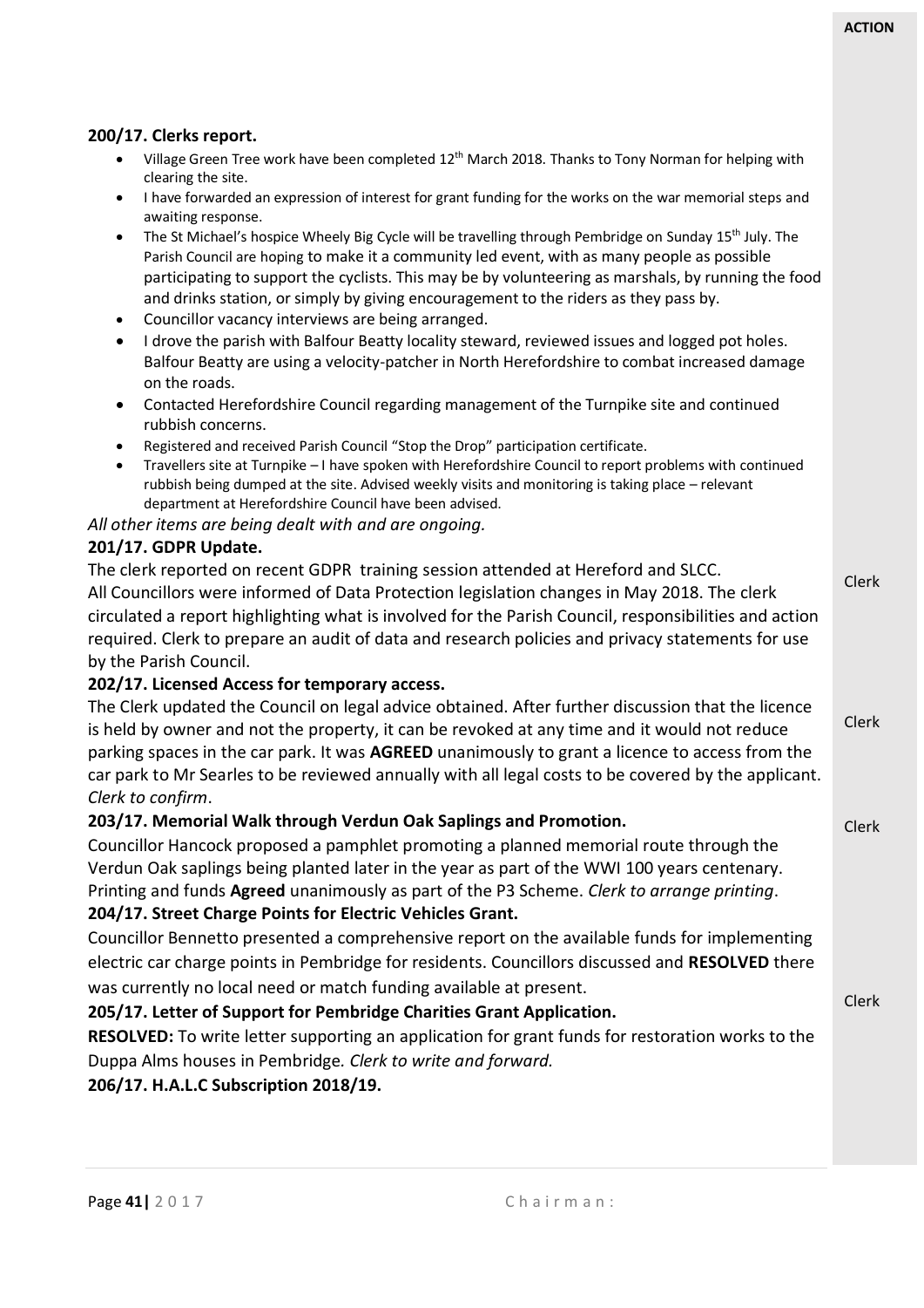**ACTION**

**200/17. Clerks report.**

- Village Green Tree work have been completed 12th March 2018. Thanks to Tony Norman for helping with clearing the site.
- I have forwarded an expression of interest for grant funding for the works on the war memorial steps and awaiting response.
- The St Michael's hospice Wheely Big Cycle will be travelling through Pembridge on Sunday 15th July. The Parish Council are hoping to make it a community led event, with as many people as possible participating to support the cyclists. This may be by volunteering as marshals, by running the food and drinks station, or simply by giving encouragement to the riders as they pass by.
- Councillor vacancy interviews are being arranged.
- I drove the parish with Balfour Beatty locality steward, reviewed issues and logged pot holes. Balfour Beatty are using a velocity-patcher in North Herefordshire to combat increased damage on the roads.
- Contacted Herefordshire Council regarding management of the Turnpike site and continued rubbish concerns.
- Registered and received Parish Council "Stop the Drop" participation certificate.
- Travellers site at Turnpike – I have spoken with Herefordshire Council to report problems with continued rubbish being dumped at the site. Advised weekly visits and monitoring is taking place – relevant department at Herefordshire Council have been advised.

*All other items are being dealt with and are ongoing.*

**201/17. GDPR Update.**

The clerk reported on recent GDPR training session attended at Hereford and SLCC. All Councillors were informed of Data Protection legislation changes in May 2018. The clerk circulated a report highlighting what is involved for the Parish Council, responsibilities and action required. Clerk to prepare an audit of data and research policies and privacy statements for use by the Parish Council. — **Clerk**

**202/17. Licensed Access for temporary access.**

The Clerk updated the Council on legal advice obtained. After further discussion that the licence is held by owner and not the property, it can be revoked at any time and it would not reduce parking spaces in the car park. It was **AGREED** unanimously to grant a licence to access from the car park to Mr Searles to be reviewed annually with all legal costs to be covered by the applicant. *Clerk to confirm*. — **Clerk**

**203/17. Memorial Walk through Verdun Oak Saplings and Promotion.**

Councillor Hancock proposed a pamphlet promoting a planned memorial route through the Verdun Oak saplings being planted later in the year as part of the WWI 100 years centenary. Printing and funds **Agreed** unanimously as part of the P3 Scheme. *Clerk to arrange printing*. — **Clerk**

**204/17. Street Charge Points for Electric Vehicles Grant.**

Councillor Bennetto presented a comprehensive report on the available funds for implementing electric car charge points in Pembridge for residents. Councillors discussed and **RESOLVED** there was currently no local need or match funding available at present.

**205/17. Letter of Support for Pembridge Charities Grant Application.**

**RESOLVED:** To write letter supporting an application for grant funds for restoration works to the Duppa Alms houses in Pembridge. *Clerk to write and forward.* — **Clerk**

**206/17. H.A.L.C Subscription 2018/19.**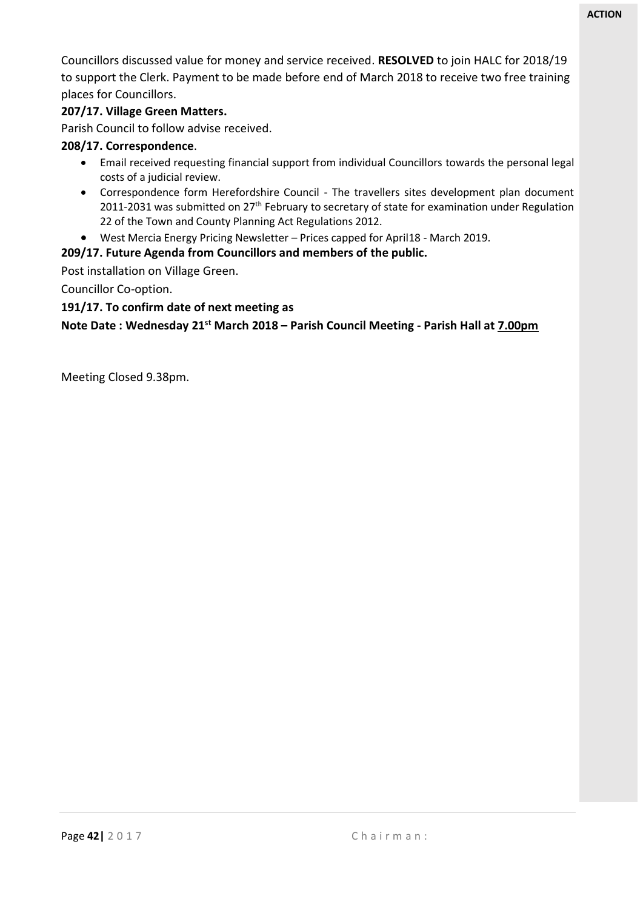**ACTION**

Councillors discussed value for money and service received. **RESOLVED** to join HALC for 2018/19 to support the Clerk. Payment to be made before end of March 2018 to receive two free training places for Councillors.

**207/17. Village Green Matters.**

Parish Council to follow advise received.

**208/17. Correspondence**.

- Email received requesting financial support from individual Councillors towards the personal legal costs of a judicial review.
- Correspondence form Herefordshire Council - The travellers sites development plan document 2011-2031 was submitted on 27th February to secretary of state for examination under Regulation 22 of the Town and County Planning Act Regulations 2012.
- West Mercia Energy Pricing Newsletter – Prices capped for April18 - March 2019.

**209/17. Future Agenda from Councillors and members of the public.**

Post installation on Village Green.

Councillor Co-option.

**191/17. To confirm date of next meeting as**

**Note Date : Wednesday 21st March 2018 – Parish Council Meeting - Parish Hall at 7.00pm**

Meeting Closed 9.38pm.

Chairman: